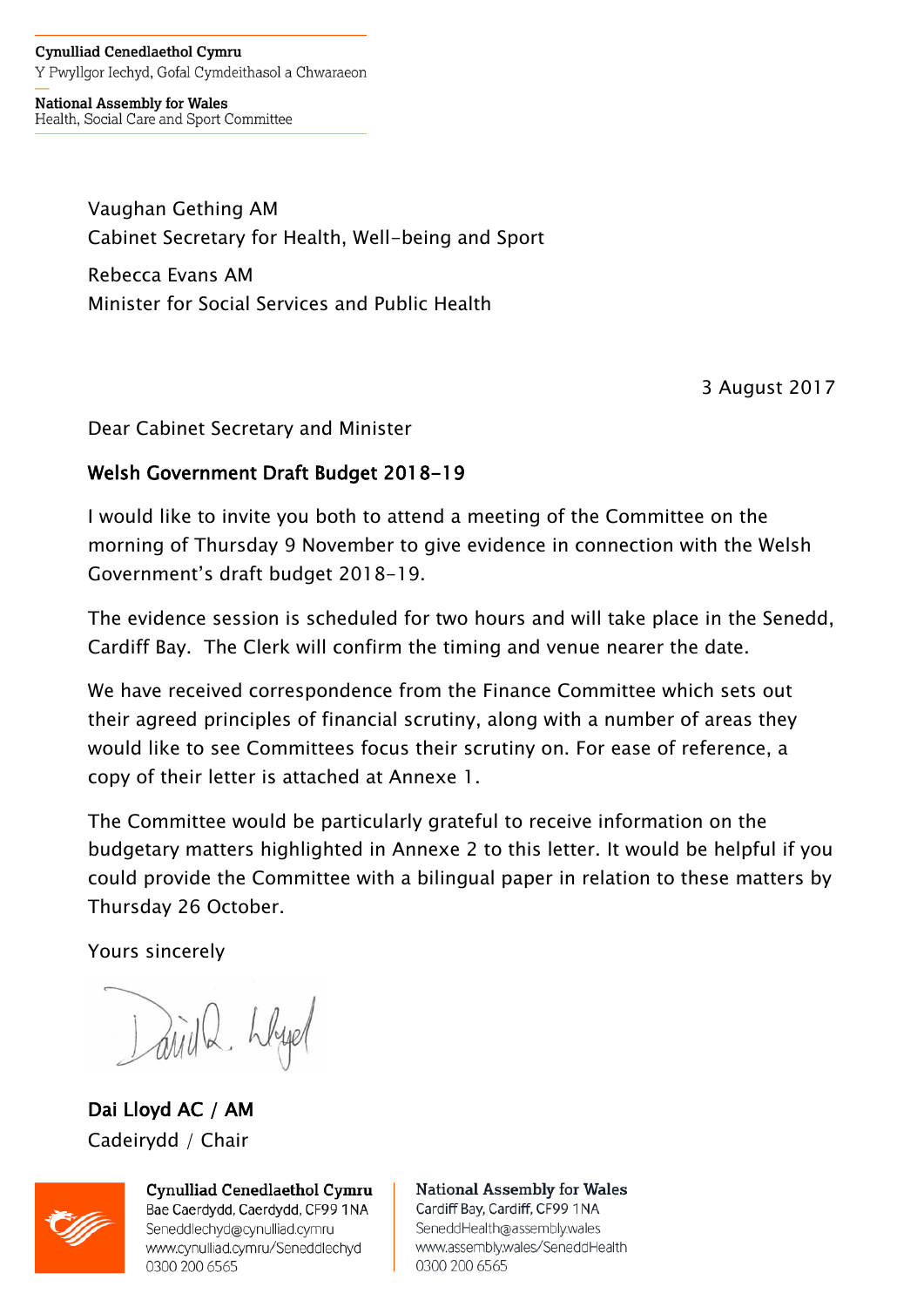Cynulliad Cenedlaethol Cymru
Y Pwyllgor Iechyd, Gofal Cymdeithasol a Chwaraeon

National Assembly for Wales
Health, Social Care and Sport Committee

Vaughan Gething AM
Cabinet Secretary for Health, Well-being and Sport

Rebecca Evans AM
Minister for Social Services and Public Health

3 August 2017

Dear Cabinet Secretary and Minister

**Welsh Government Draft Budget 2018-19**

I would like to invite you both to attend a meeting of the Committee on the morning of Thursday 9 November to give evidence in connection with the Welsh Government's draft budget 2018-19.

The evidence session is scheduled for two hours and will take place in the Senedd, Cardiff Bay. The Clerk will confirm the timing and venue nearer the date.

We have received correspondence from the Finance Committee which sets out their agreed principles of financial scrutiny, along with a number of areas they would like to see Committees focus their scrutiny on. For ease of reference, a copy of their letter is attached at Annexe 1.

The Committee would be particularly grateful to receive information on the budgetary matters highlighted in Annexe 2 to this letter. It would be helpful if you could provide the Committee with a bilingual paper in relation to these matters by Thursday 26 October.

Yours sincerely

**Dai Lloyd AC / AM**
Cadeirydd / Chair

**Cynulliad Cenedlaethol Cymru**
Bae Caerdydd, Caerdydd, CF99 1NA
Seneddlechyd@cynulliad.cymru
www.cynulliad.cymru/Seneddlechyd
0300 200 6565

**National Assembly for Wales**
Cardiff Bay, Cardiff, CF99 1NA
SeneddHealth@assembly.wales
www.assembly.wales/SeneddHealth
0300 200 6565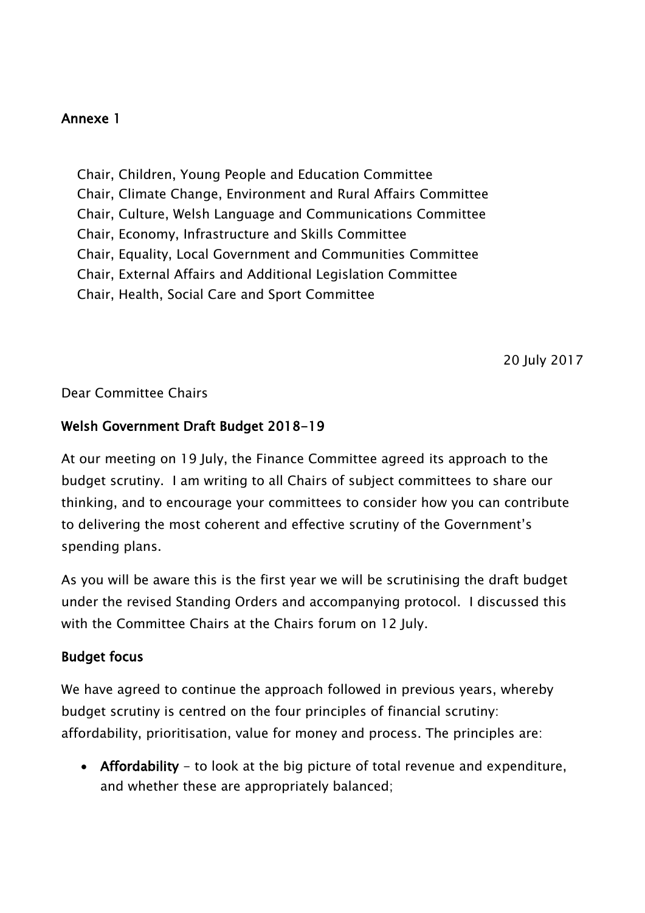**Annexe 1**

Chair, Children, Young People and Education Committee
Chair, Climate Change, Environment and Rural Affairs Committee
Chair, Culture, Welsh Language and Communications Committee
Chair, Economy, Infrastructure and Skills Committee
Chair, Equality, Local Government and Communities Committee
Chair, External Affairs and Additional Legislation Committee
Chair, Health, Social Care and Sport Committee

20 July 2017

Dear Committee Chairs

**Welsh Government Draft Budget 2018-19**

At our meeting on 19 July, the Finance Committee agreed its approach to the budget scrutiny. I am writing to all Chairs of subject committees to share our thinking, and to encourage your committees to consider how you can contribute to delivering the most coherent and effective scrutiny of the Government's spending plans.

As you will be aware this is the first year we will be scrutinising the draft budget under the revised Standing Orders and accompanying protocol. I discussed this with the Committee Chairs at the Chairs forum on 12 July.

**Budget focus**

We have agreed to continue the approach followed in previous years, whereby budget scrutiny is centred on the four principles of financial scrutiny: affordability, prioritisation, value for money and process. The principles are:

- **Affordability** – to look at the big picture of total revenue and expenditure, and whether these are appropriately balanced;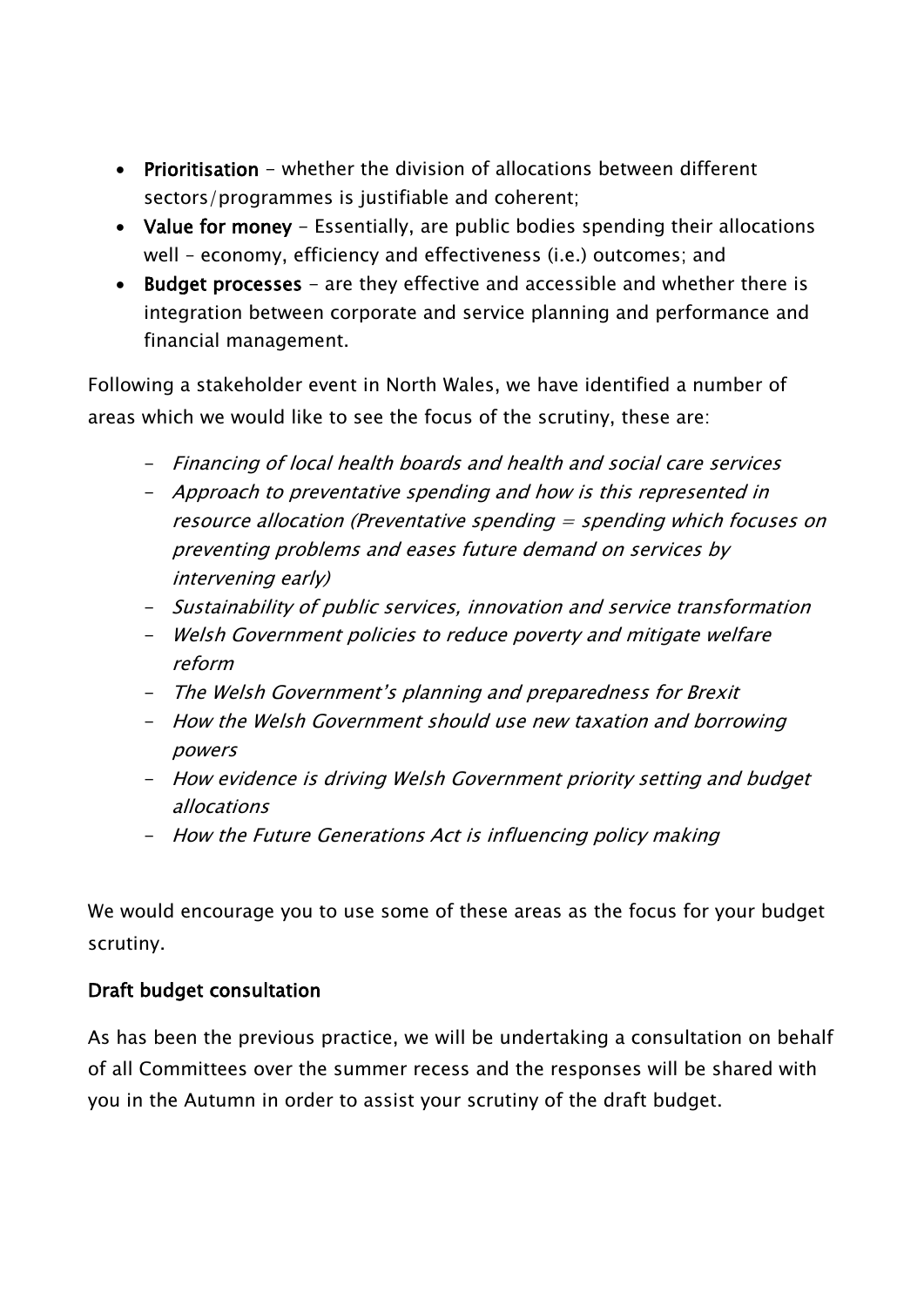- **Prioritisation** - whether the division of allocations between different sectors/programmes is justifiable and coherent;
- **Value for money** - Essentially, are public bodies spending their allocations well – economy, efficiency and effectiveness (i.e.) outcomes; and
- **Budget processes** - are they effective and accessible and whether there is integration between corporate and service planning and performance and financial management.

Following a stakeholder event in North Wales, we have identified a number of areas which we would like to see the focus of the scrutiny, these are:

- *Financing of local health boards and health and social care services*
- *Approach to preventative spending and how is this represented in resource allocation (Preventative spending = spending which focuses on preventing problems and eases future demand on services by intervening early)*
- *Sustainability of public services, innovation and service transformation*
- *Welsh Government policies to reduce poverty and mitigate welfare reform*
- *The Welsh Government's planning and preparedness for Brexit*
- *How the Welsh Government should use new taxation and borrowing powers*
- *How evidence is driving Welsh Government priority setting and budget allocations*
- *How the Future Generations Act is influencing policy making*

We would encourage you to use some of these areas as the focus for your budget scrutiny.

**Draft budget consultation**

As has been the previous practice, we will be undertaking a consultation on behalf of all Committees over the summer recess and the responses will be shared with you in the Autumn in order to assist your scrutiny of the draft budget.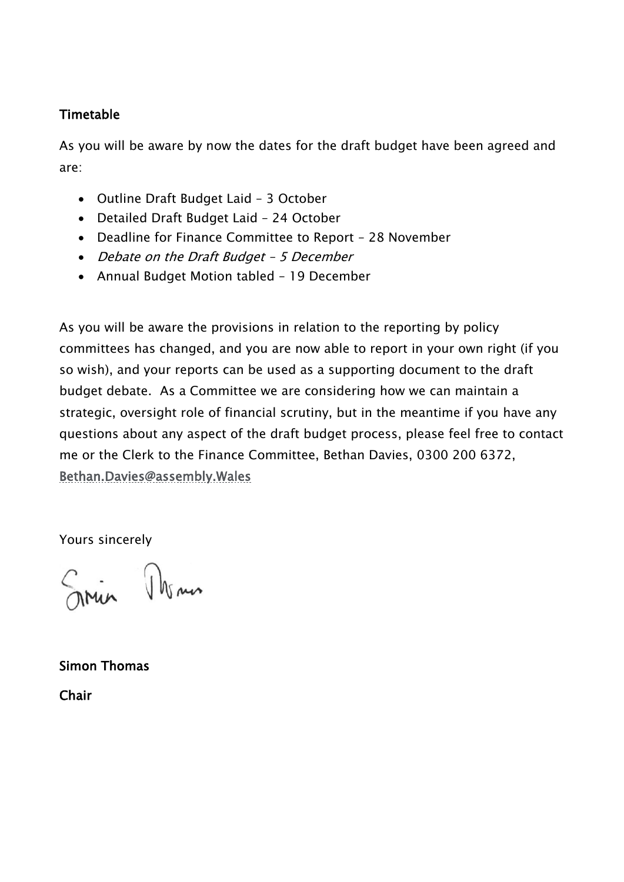**Timetable**

As you will be aware by now the dates for the draft budget have been agreed and are:

- Outline Draft Budget Laid – 3 October
- Detailed Draft Budget Laid – 24 October
- Deadline for Finance Committee to Report – 28 November
- *Debate on the Draft Budget – 5 December*
- Annual Budget Motion tabled – 19 December

As you will be aware the provisions in relation to the reporting by policy committees has changed, and you are now able to report in your own right (if you so wish), and your reports can be used as a supporting document to the draft budget debate. As a Committee we are considering how we can maintain a strategic, oversight role of financial scrutiny, but in the meantime if you have any questions about any aspect of the draft budget process, please feel free to contact me or the Clerk to the Finance Committee, Bethan Davies, 0300 200 6372, Bethan.Davies@assembly.Wales

Yours sincerely

**Simon Thomas**

**Chair**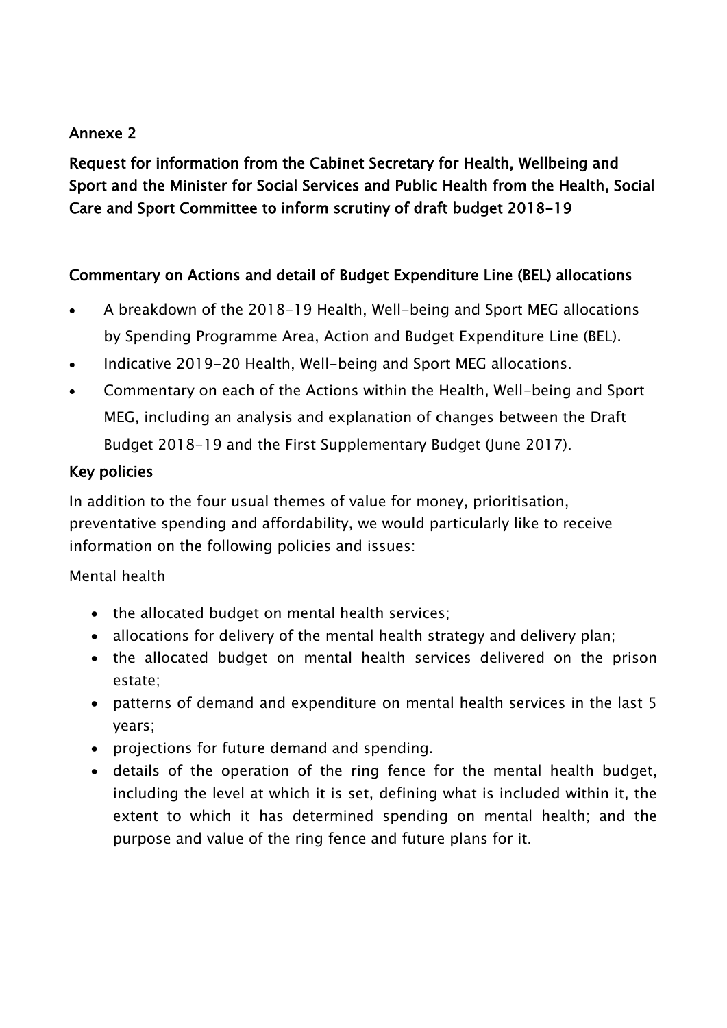**Annexe 2**

**Request for information from the Cabinet Secretary for Health, Wellbeing and Sport and the Minister for Social Services and Public Health from the Health, Social Care and Sport Committee to inform scrutiny of draft budget 2018-19**

**Commentary on Actions and detail of Budget Expenditure Line (BEL) allocations**

- A breakdown of the 2018-19 Health, Well-being and Sport MEG allocations by Spending Programme Area, Action and Budget Expenditure Line (BEL).
- Indicative 2019-20 Health, Well-being and Sport MEG allocations.
- Commentary on each of the Actions within the Health, Well-being and Sport MEG, including an analysis and explanation of changes between the Draft Budget 2018-19 and the First Supplementary Budget (June 2017).

**Key policies**

In addition to the four usual themes of value for money, prioritisation, preventative spending and affordability, we would particularly like to receive information on the following policies and issues:

Mental health

- the allocated budget on mental health services;
- allocations for delivery of the mental health strategy and delivery plan;
- the allocated budget on mental health services delivered on the prison estate;
- patterns of demand and expenditure on mental health services in the last 5 years;
- projections for future demand and spending.
- details of the operation of the ring fence for the mental health budget, including the level at which it is set, defining what is included within it, the extent to which it has determined spending on mental health; and the purpose and value of the ring fence and future plans for it.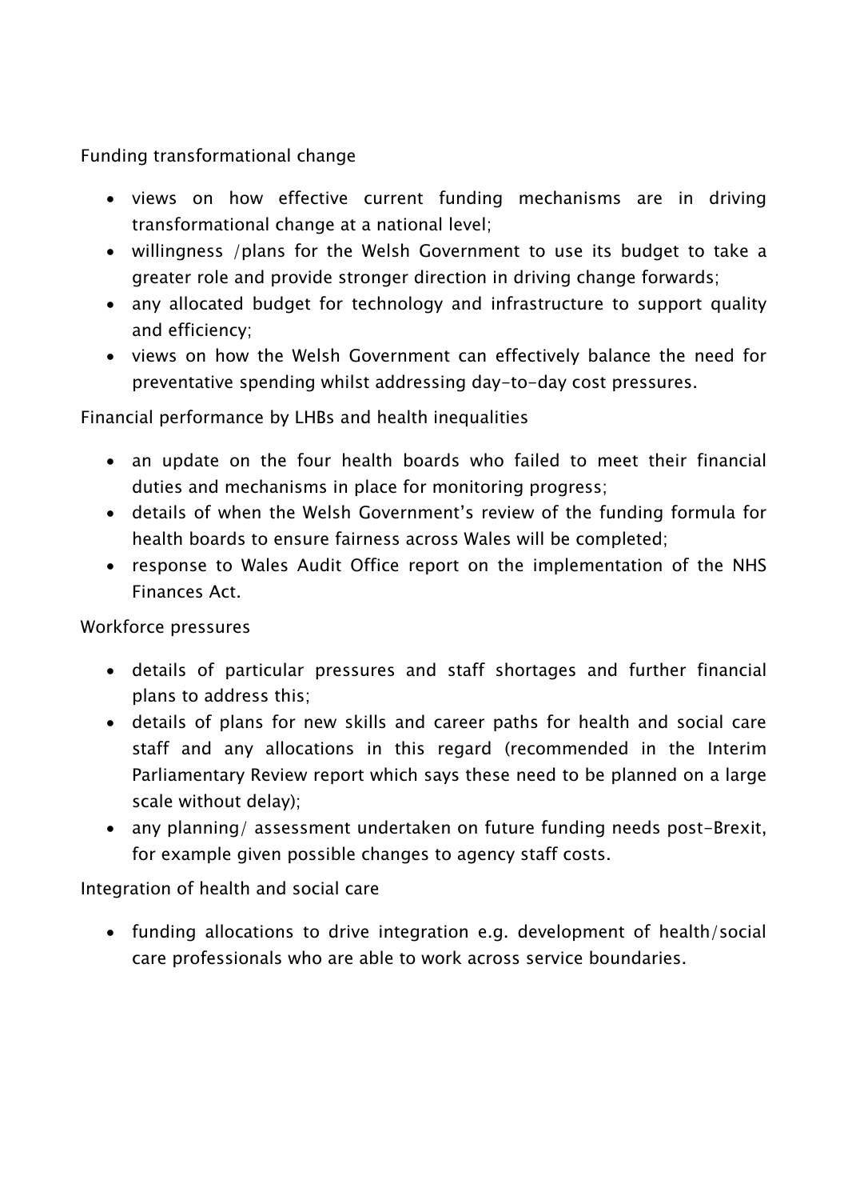Funding transformational change

- views on how effective current funding mechanisms are in driving transformational change at a national level;
- willingness /plans for the Welsh Government to use its budget to take a greater role and provide stronger direction in driving change forwards;
- any allocated budget for technology and infrastructure to support quality and efficiency;
- views on how the Welsh Government can effectively balance the need for preventative spending whilst addressing day-to-day cost pressures.

Financial performance by LHBs and health inequalities

- an update on the four health boards who failed to meet their financial duties and mechanisms in place for monitoring progress;
- details of when the Welsh Government's review of the funding formula for health boards to ensure fairness across Wales will be completed;
- response to Wales Audit Office report on the implementation of the NHS Finances Act.

Workforce pressures

- details of particular pressures and staff shortages and further financial plans to address this;
- details of plans for new skills and career paths for health and social care staff and any allocations in this regard (recommended in the Interim Parliamentary Review report which says these need to be planned on a large scale without delay);
- any planning/ assessment undertaken on future funding needs post-Brexit, for example given possible changes to agency staff costs.

Integration of health and social care

- funding allocations to drive integration e.g. development of health/social care professionals who are able to work across service boundaries.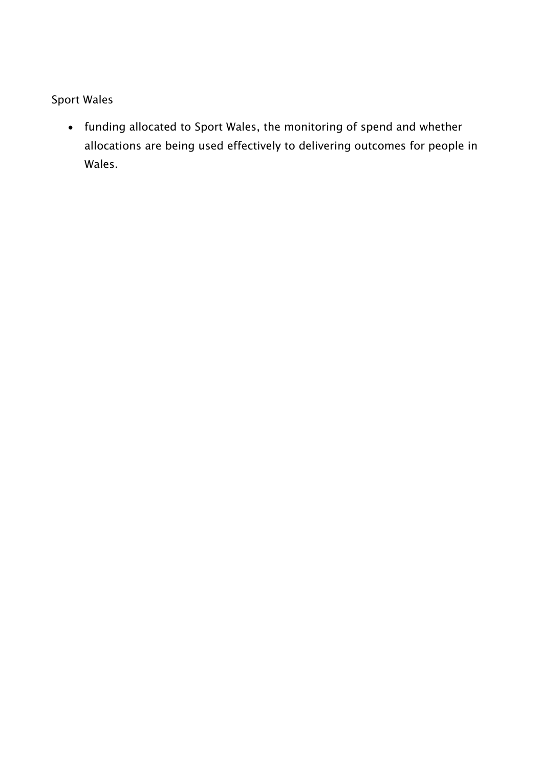Sport Wales

- funding allocated to Sport Wales, the monitoring of spend and whether allocations are being used effectively to delivering outcomes for people in Wales.